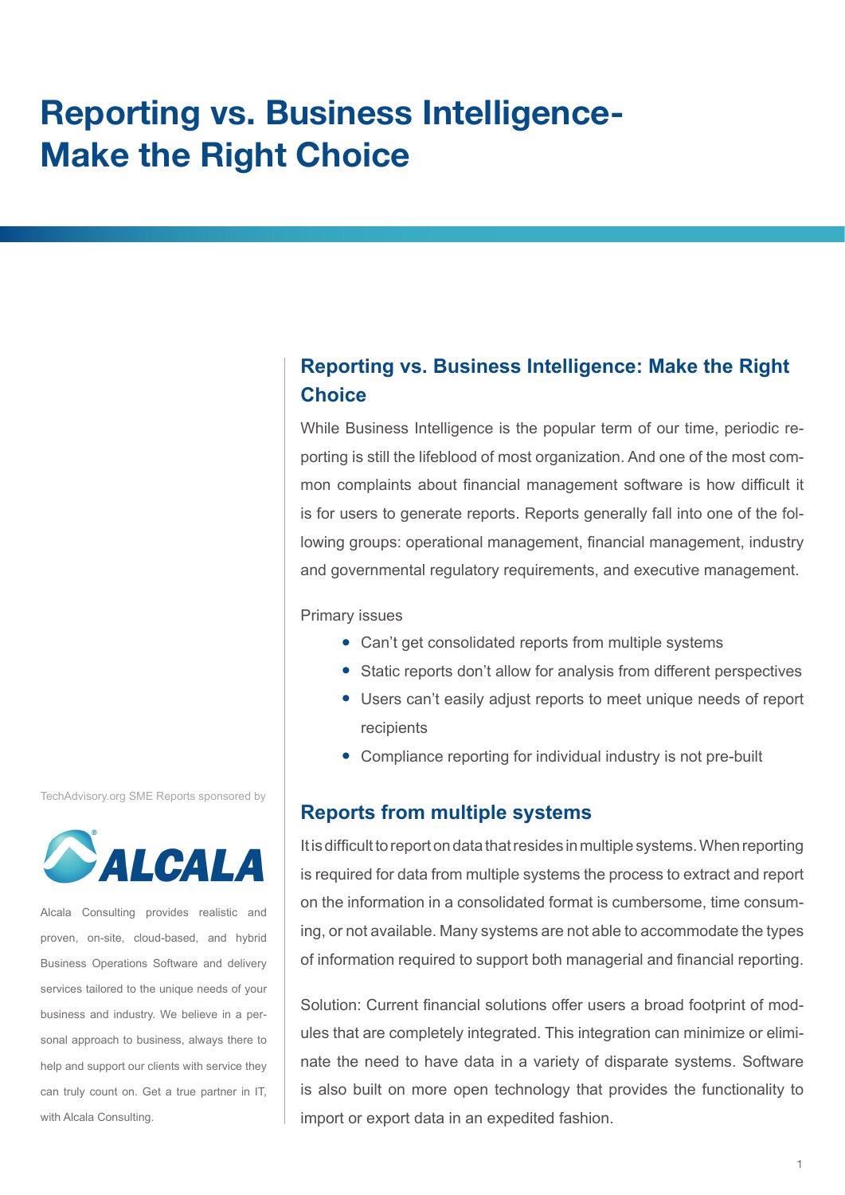# Reporting vs. Business Intelligence- Make the Right Choice

## Reporting vs. Business Intelligence: Make the Right Choice

While Business Intelligence is the popular term of our time, periodic reporting is still the lifeblood of most organization. And one of the most common complaints about financial management software is how difficult it is for users to generate reports. Reports generally fall into one of the following groups: operational management, financial management, industry and governmental regulatory requirements, and executive management.

Primary issues

- Can't get consolidated reports from multiple systems
- Static reports don't allow for analysis from different perspectives
- Users can't easily adjust reports to meet unique needs of report recipients
- Compliance reporting for individual industry is not pre-built

## Reports from multiple systems

It is difficult to report on data that resides in multiple systems. When reporting is required for data from multiple systems the process to extract and report on the information in a consolidated format is cumbersome, time consuming, or not available. Many systems are not able to accommodate the types of information required to support both managerial and financial reporting.

Solution: Current financial solutions offer users a broad footprint of modules that are completely integrated. This integration can minimize or eliminate the need to have data in a variety of disparate systems. Software is also built on more open technology that provides the functionality to import or export data in an expedited fashion.

TechAdvisory.org SME Reports sponsored by

ALCALA

Alcala Consulting provides realistic and proven, on-site, cloud-based, and hybrid Business Operations Software and delivery services tailored to the unique needs of your business and industry. We believe in a personal approach to business, always there to help and support our clients with service they can truly count on. Get a true partner in IT, with Alcala Consulting.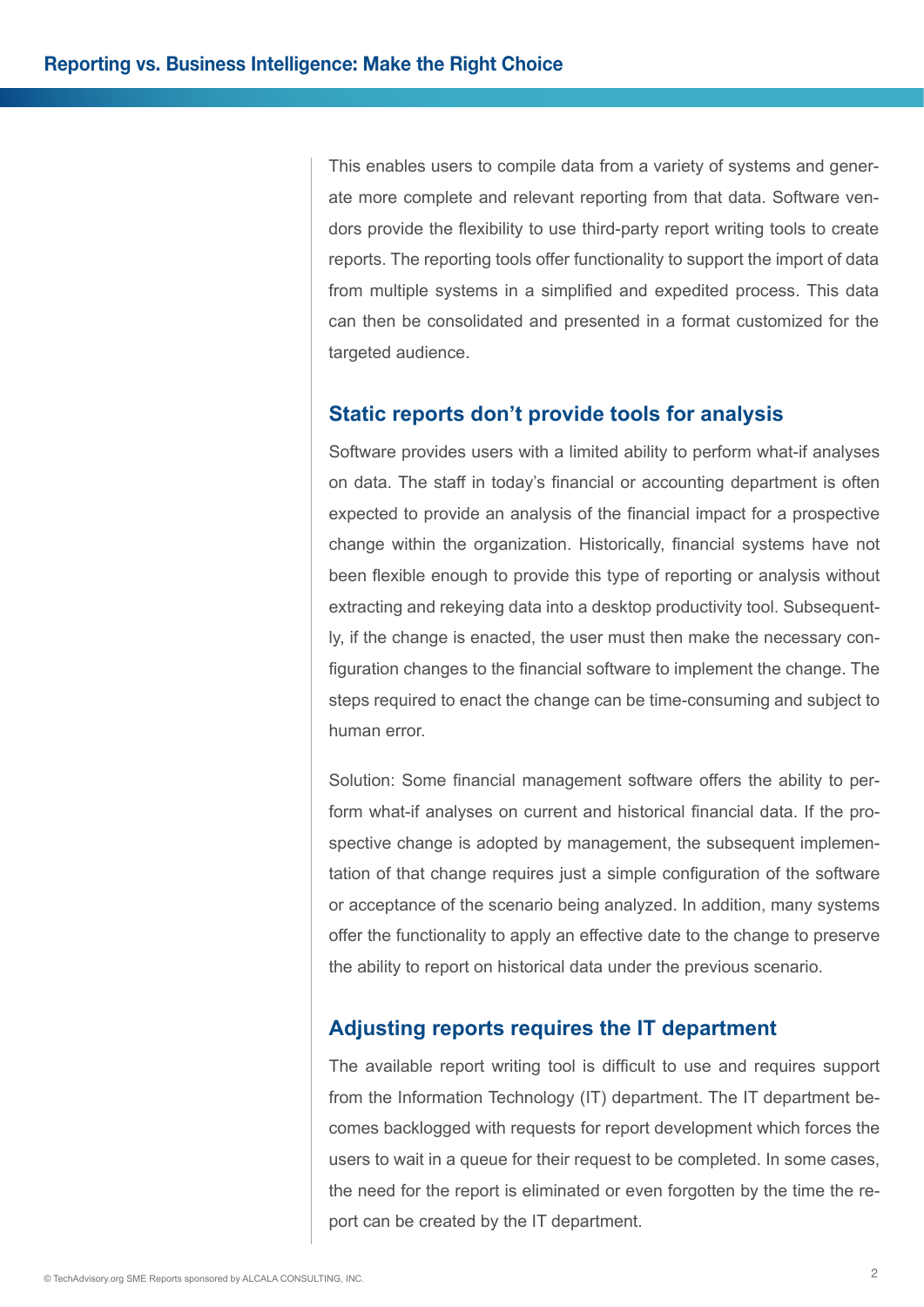This enables users to compile data from a variety of systems and generate more complete and relevant reporting from that data. Software vendors provide the flexibility to use third-party report writing tools to create reports. The reporting tools offer functionality to support the import of data from multiple systems in a simplified and expedited process. This data can then be consolidated and presented in a format customized for the targeted audience.

## Static reports don't provide tools for analysis

Software provides users with a limited ability to perform what-if analyses on data. The staff in today's financial or accounting department is often expected to provide an analysis of the financial impact for a prospective change within the organization. Historically, financial systems have not been flexible enough to provide this type of reporting or analysis without extracting and rekeying data into a desktop productivity tool. Subsequently, if the change is enacted, the user must then make the necessary configuration changes to the financial software to implement the change. The steps required to enact the change can be time-consuming and subject to human error.

Solution: Some financial management software offers the ability to perform what-if analyses on current and historical financial data. If the prospective change is adopted by management, the subsequent implementation of that change requires just a simple configuration of the software or acceptance of the scenario being analyzed. In addition, many systems offer the functionality to apply an effective date to the change to preserve the ability to report on historical data under the previous scenario.

## Adjusting reports requires the IT department

The available report writing tool is difficult to use and requires support from the Information Technology (IT) department. The IT department becomes backlogged with requests for report development which forces the users to wait in a queue for their request to be completed. In some cases, the need for the report is eliminated or even forgotten by the time the report can be created by the IT department.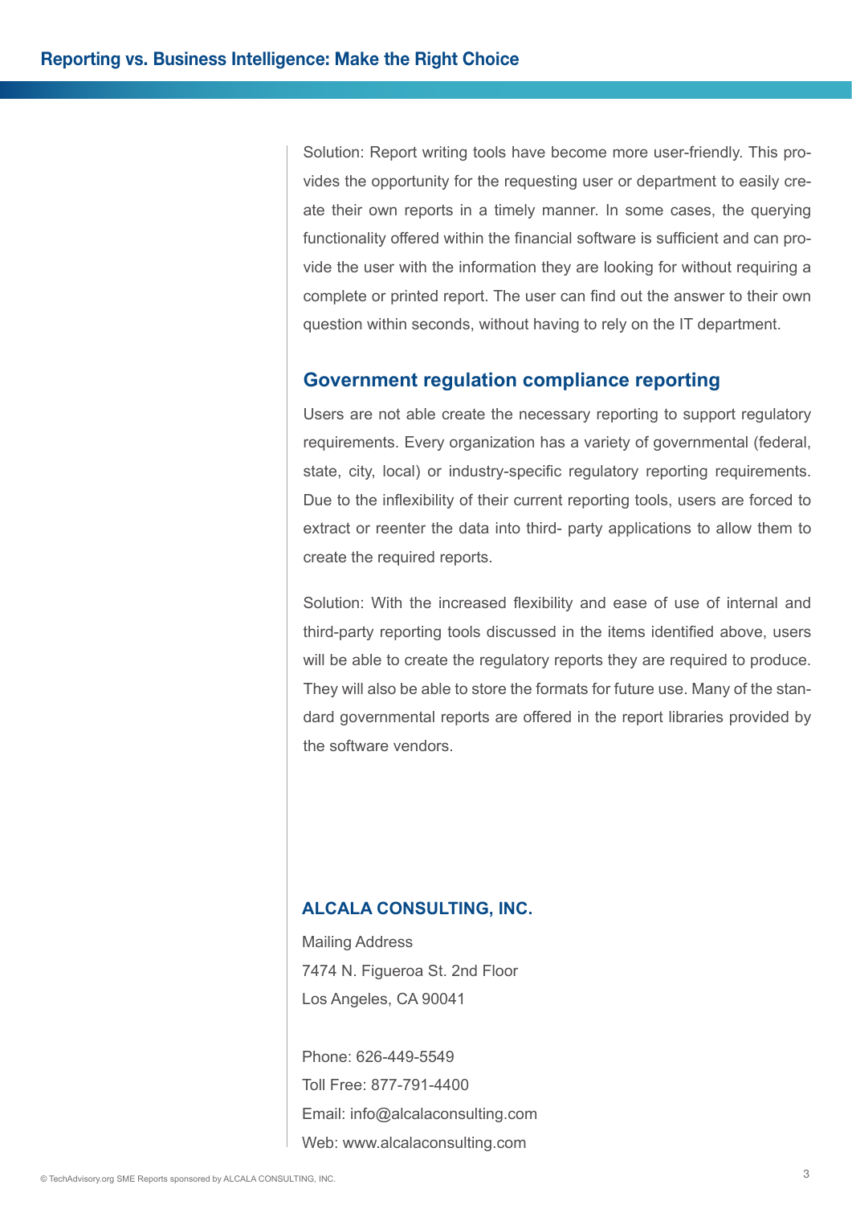Solution: Report writing tools have become more user-friendly. This provides the opportunity for the requesting user or department to easily create their own reports in a timely manner. In some cases, the querying functionality offered within the financial software is sufficient and can provide the user with the information they are looking for without requiring a complete or printed report. The user can find out the answer to their own question within seconds, without having to rely on the IT department.

## Government regulation compliance reporting

Users are not able create the necessary reporting to support regulatory requirements. Every organization has a variety of governmental (federal, state, city, local) or industry-specific regulatory reporting requirements. Due to the inflexibility of their current reporting tools, users are forced to extract or reenter the data into third- party applications to allow them to create the required reports.

Solution: With the increased flexibility and ease of use of internal and third-party reporting tools discussed in the items identified above, users will be able to create the regulatory reports they are required to produce. They will also be able to store the formats for future use. Many of the standard governmental reports are offered in the report libraries provided by the software vendors.

**ALCALA CONSULTING, INC.**

Mailing Address
7474 N. Figueroa St. 2nd Floor
Los Angeles, CA 90041

Phone: 626-449-5549
Toll Free: 877-791-4400
Email: info@alcalaconsulting.com
Web: www.alcalaconsulting.com